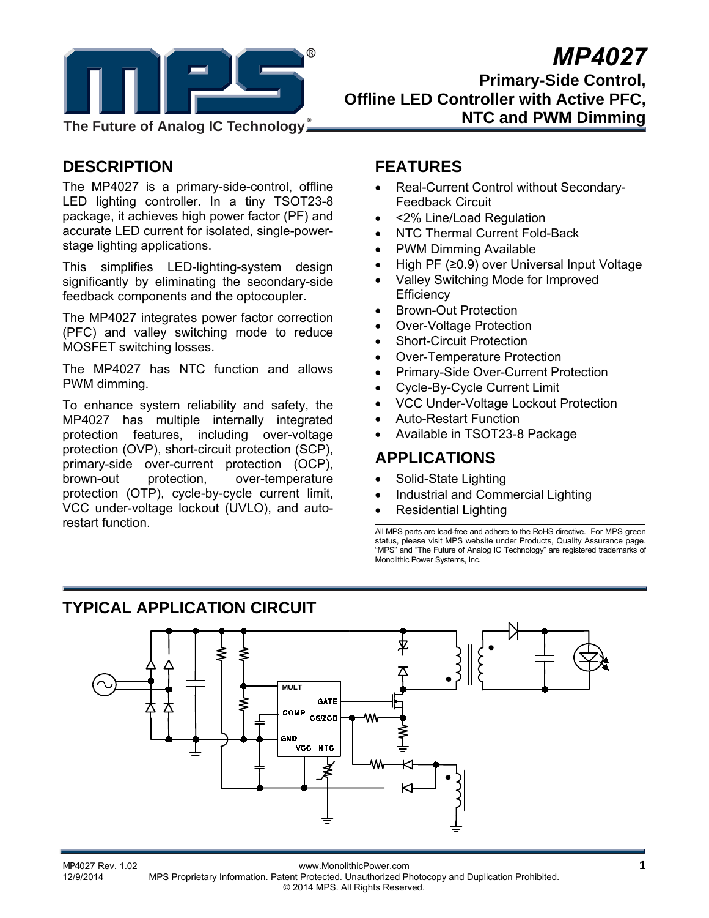# MP4027

**Primary-Side Control, Offline LED Controller with Active PFC, NTC and PWM Dimming**

## DESCRIPTION

The MP4027 is a primary-side-control, offline LED lighting controller. In a tiny TSOT23-8 package, it achieves high power factor (PF) and accurate LED current for isolated, single-power-stage lighting applications.

This simplifies LED-lighting-system design significantly by eliminating the secondary-side feedback components and the optocoupler.

The MP4027 integrates power factor correction (PFC) and valley switching mode to reduce MOSFET switching losses.

The MP4027 has NTC function and allows PWM dimming.

To enhance system reliability and safety, the MP4027 has multiple internally integrated protection features, including over-voltage protection (OVP), short-circuit protection (SCP), primary-side over-current protection (OCP), brown-out protection, over-temperature protection (OTP), cycle-by-cycle current limit, VCC under-voltage lockout (UVLO), and auto-restart function.

## FEATURES

- Real-Current Control without Secondary-Feedback Circuit
- <2% Line/Load Regulation
- NTC Thermal Current Fold-Back
- PWM Dimming Available
- High PF (≥0.9) over Universal Input Voltage
- Valley Switching Mode for Improved Efficiency
- Brown-Out Protection
- Over-Voltage Protection
- Short-Circuit Protection
- Over-Temperature Protection
- Primary-Side Over-Current Protection
- Cycle-By-Cycle Current Limit
- VCC Under-Voltage Lockout Protection
- Auto-Restart Function
- Available in TSOT23-8 Package

## APPLICATIONS

- Solid-State Lighting
- Industrial and Commercial Lighting
- Residential Lighting

All MPS parts are lead-free and adhere to the RoHS directive. For MPS green status, please visit MPS website under Products, Quality Assurance page. "MPS" and "The Future of Analog IC Technology" are registered trademarks of Monolithic Power Systems, Inc.

## TYPICAL APPLICATION CIRCUIT

MULT, GATE, COMP, CS/ZCD, GND, VCC, NTC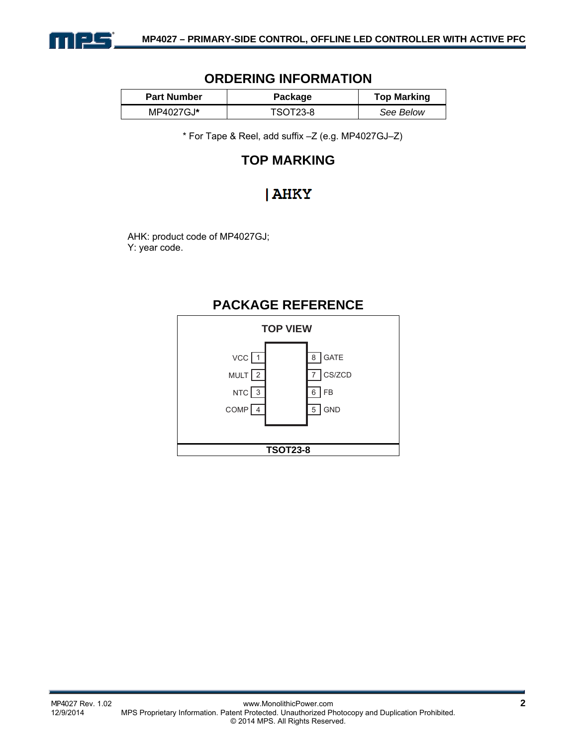## ORDERING INFORMATION

| Part Number | Package | Top Marking |
|---|---|---|
| MP4027GJ* | TSOT23-8 | *See Below* |

* For Tape & Reel, add suffix –Z (e.g. MP4027GJ–Z)

## TOP MARKING

|AHKY

AHK: product code of MP4027GJ;
Y: year code.

## PACKAGE REFERENCE

**TOP VIEW**

| Pin | Name | Pin | Name |
|---|---|---|---|
| 1 | VCC | 8 | GATE |
| 2 | MULT | 7 | CS/ZCD |
| 3 | NTC | 6 | FB |
| 4 | COMP | 5 | GND |

**TSOT23-8**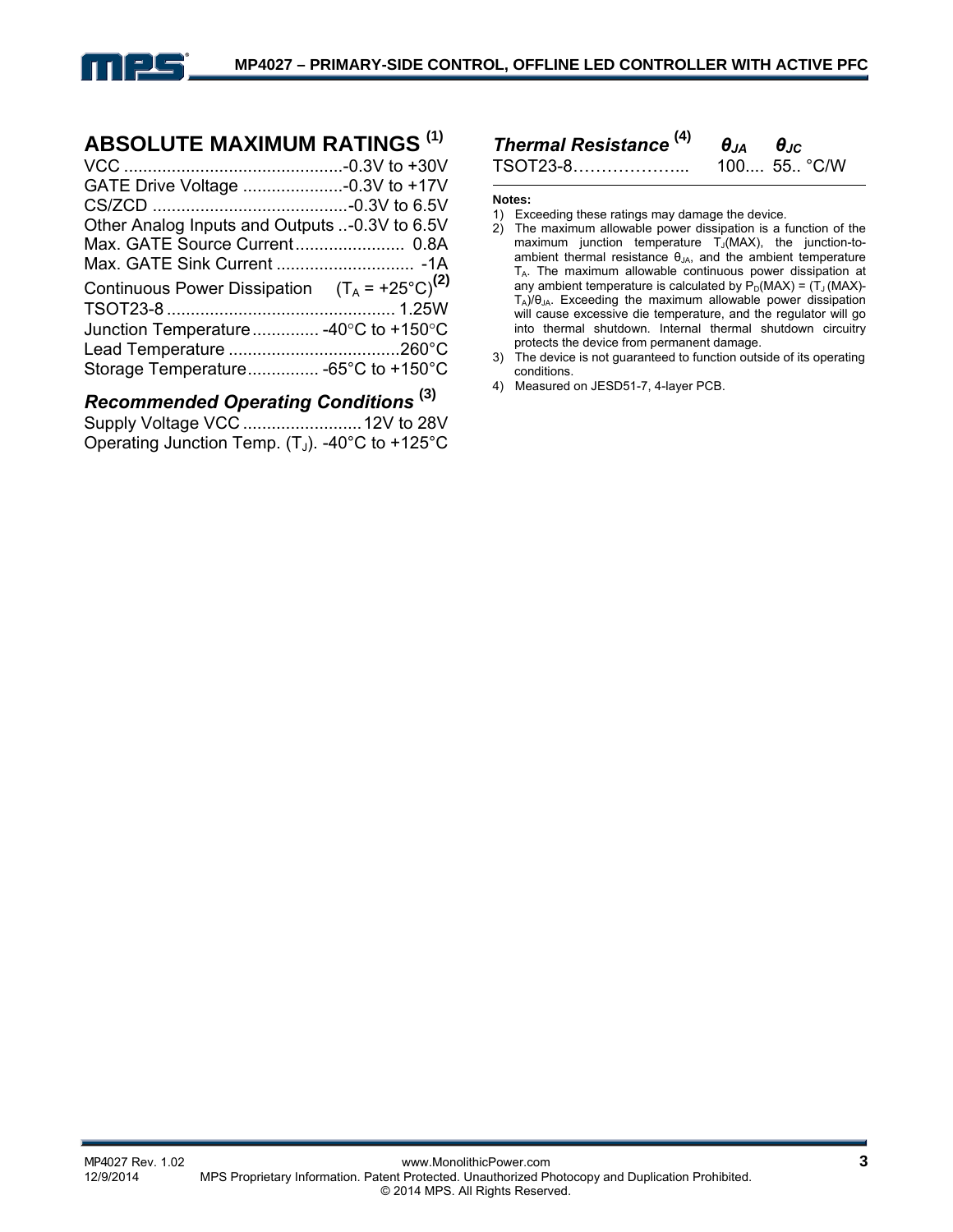## ABSOLUTE MAXIMUM RATINGS [1]

VCC ............................................-0.3V to +30V
GATE Drive Voltage .....................-0.3V to +17V
CS/ZCD .........................................-0.3V to 6.5V
Other Analog Inputs and Outputs ..-0.3V to 6.5V
Max. GATE Source Current....................... 0.8A
Max. GATE Sink Current ............................. -1A
Continuous Power Dissipation ($T_A$ = +25°C)[2]
TSOT23-8 ............................................... 1.25W
Junction Temperature.............. -40°C to +150°C
Lead Temperature ....................................260°C
Storage Temperature............... -65°C to +150°C

### *Recommended Operating Conditions* [3]

Supply Voltage VCC .........................12V to 28V
Operating Junction Temp. ($T_J$). -40°C to +125°C

| *Thermal Resistance* [4] | $\theta_{JA}$ | $\theta_{JC}$ | |
|---|---|---|---|
| TSOT23-8……………….. | 100.... | 55.. | °C/W |

**Notes:**

1) Exceeding these ratings may damage the device.
2) The maximum allowable power dissipation is a function of the maximum junction temperature $T_J$(MAX), the junction-to-ambient thermal resistance $\theta_{JA}$, and the ambient temperature $T_A$. The maximum allowable continuous power dissipation at any ambient temperature is calculated by $P_D(MAX) = (T_J(MAX)-T_A)/\theta_{JA}$. Exceeding the maximum allowable power dissipation will cause excessive die temperature, and the regulator will go into thermal shutdown. Internal thermal shutdown circuitry protects the device from permanent damage.
3) The device is not guaranteed to function outside of its operating conditions.
4) Measured on JESD51-7, 4-layer PCB.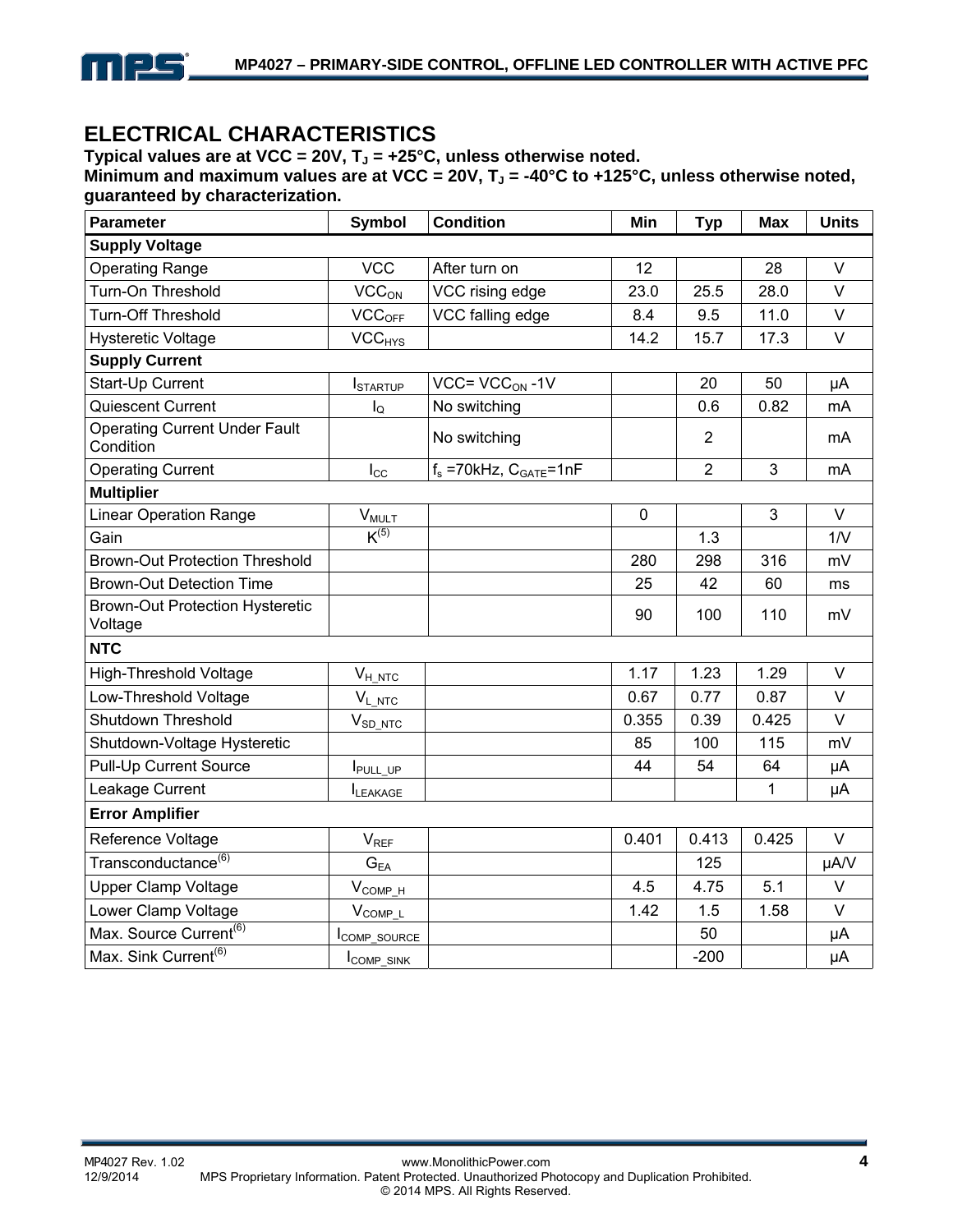## ELECTRICAL CHARACTERISTICS

**Typical values are at VCC = 20V, $T_J$ = +25°C, unless otherwise noted.**
**Minimum and maximum values are at VCC = 20V, $T_J$ = -40°C to +125°C, unless otherwise noted, guaranteed by characterization.**

| Parameter | Symbol | Condition | Min | Typ | Max | Units |
|---|---|---|---|---|---|---|
| **Supply Voltage** | | | | | | |
| Operating Range | VCC | After turn on | 12 | | 28 | V |
| Turn-On Threshold | $VCC_{ON}$ | VCC rising edge | 23.0 | 25.5 | 28.0 | V |
| Turn-Off Threshold | $VCC_{OFF}$ | VCC falling edge | 8.4 | 9.5 | 11.0 | V |
| Hysteretic Voltage | $VCC_{HYS}$ | | 14.2 | 15.7 | 17.3 | V |
| **Supply Current** | | | | | | |
| Start-Up Current | $I_{STARTUP}$ | VCC= $VCC_{ON}$ -1V | | 20 | 50 | μA |
| Quiescent Current | $I_Q$ | No switching | | 0.6 | 0.82 | mA |
| Operating Current Under Fault Condition | | No switching | | 2 | | mA |
| Operating Current | $I_{CC}$ | $f_s$ =70kHz, $C_{GATE}$=1nF | | 2 | 3 | mA |
| **Multiplier** | | | | | | |
| Linear Operation Range | $V_{MULT}$ | | 0 | | 3 | V |
| Gain | K[(5)] | | | 1.3 | | 1/V |
| Brown-Out Protection Threshold | | | 280 | 298 | 316 | mV |
| Brown-Out Detection Time | | | 25 | 42 | 60 | ms |
| Brown-Out Protection Hysteretic Voltage | | | 90 | 100 | 110 | mV |
| **NTC** | | | | | | |
| High-Threshold Voltage | $V_{H\_NTC}$ | | 1.17 | 1.23 | 1.29 | V |
| Low-Threshold Voltage | $V_{L\_NTC}$ | | 0.67 | 0.77 | 0.87 | V |
| Shutdown Threshold | $V_{SD\_NTC}$ | | 0.355 | 0.39 | 0.425 | V |
| Shutdown-Voltage Hysteretic | | | 85 | 100 | 115 | mV |
| Pull-Up Current Source | $I_{PULL\_UP}$ | | 44 | 54 | 64 | μA |
| Leakage Current | $I_{LEAKAGE}$ | | | | 1 | μA |
| **Error Amplifier** | | | | | | |
| Reference Voltage | $V_{REF}$ | | 0.401 | 0.413 | 0.425 | V |
| Transconductance[(6)] | $G_{EA}$ | | | 125 | | μA/V |
| Upper Clamp Voltage | $V_{COMP\_H}$ | | 4.5 | 4.75 | 5.1 | V |
| Lower Clamp Voltage | $V_{COMP\_L}$ | | 1.42 | 1.5 | 1.58 | V |
| Max. Source Current[(6)] | $I_{COMP\_SOURCE}$ | | | 50 | | μA |
| Max. Sink Current[(6)] | $I_{COMP\_SINK}$ | | | -200 | | μA |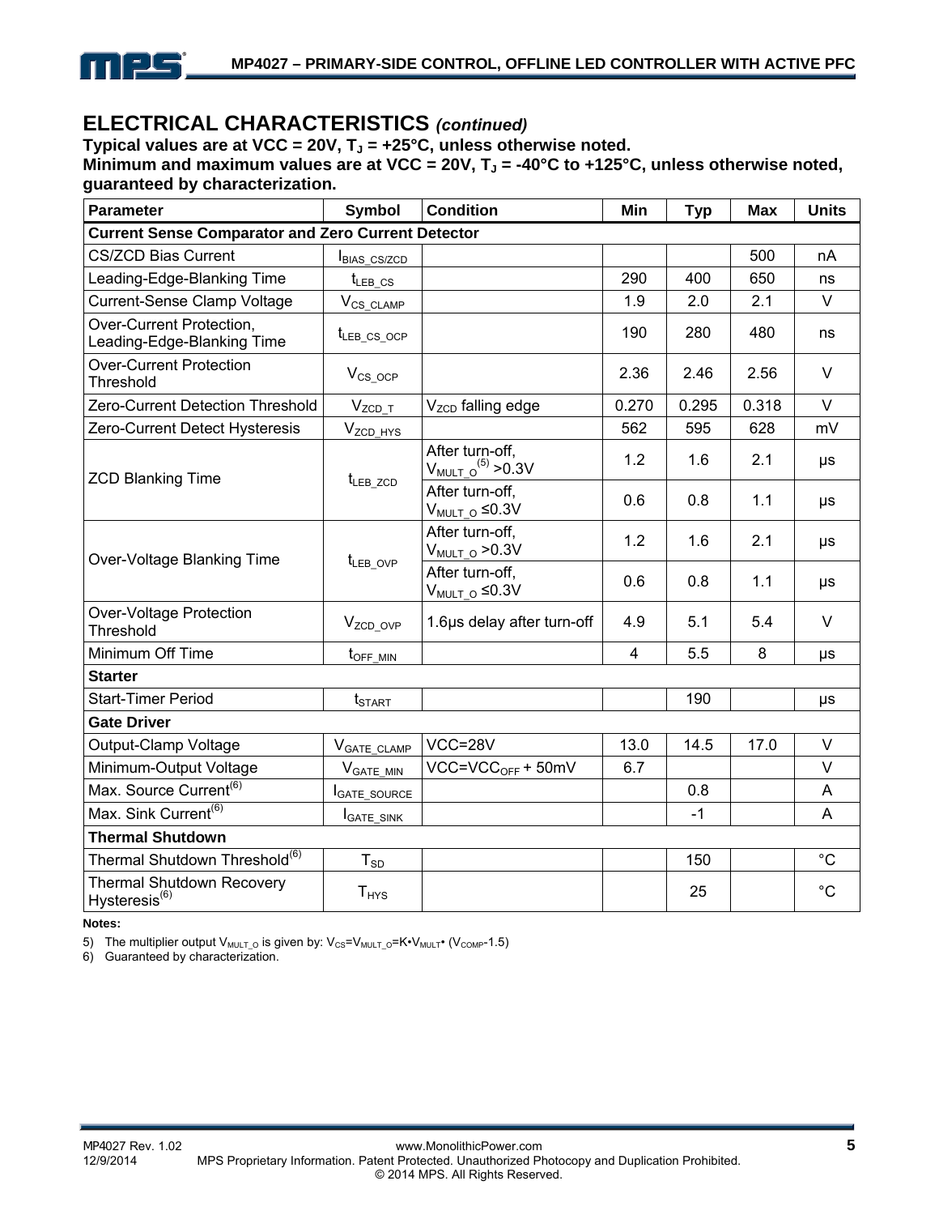## ELECTRICAL CHARACTERISTICS *(continued)*

**Typical values are at VCC = 20V, $T_J$ = +25°C, unless otherwise noted.**
**Minimum and maximum values are at VCC = 20V, $T_J$ = -40°C to +125°C, unless otherwise noted, guaranteed by characterization.**

| Parameter | Symbol | Condition | Min | Typ | Max | Units |
|---|---|---|---|---|---|---|
| **Current Sense Comparator and Zero Current Detector** | | | | | | |
| CS/ZCD Bias Current | $I_{BIAS\_CS/ZCD}$ | | | | 500 | nA |
| Leading-Edge-Blanking Time | $t_{LEB\_CS}$ | | 290 | 400 | 650 | ns |
| Current-Sense Clamp Voltage | $V_{CS\_CLAMP}$ | | 1.9 | 2.0 | 2.1 | V |
| Over-Current Protection, Leading-Edge-Blanking Time | $t_{LEB\_CS\_OCP}$ | | 190 | 280 | 480 | ns |
| Over-Current Protection Threshold | $V_{CS\_OCP}$ | | 2.36 | 2.46 | 2.56 | V |
| Zero-Current Detection Threshold | $V_{ZCD\_T}$ | $V_{ZCD}$ falling edge | 0.270 | 0.295 | 0.318 | V |
| Zero-Current Detect Hysteresis | $V_{ZCD\_HYS}$ | | 562 | 595 | 628 | mV |
| ZCD Blanking Time | $t_{LEB\_ZCD}$ | After turn-off, $V_{MULT\_O}$(5) >0.3V | 1.2 | 1.6 | 2.1 | μs |
| | | After turn-off, $V_{MULT\_O}$ ≤0.3V | 0.6 | 0.8 | 1.1 | μs |
| Over-Voltage Blanking Time | $t_{LEB\_OVP}$ | After turn-off, $V_{MULT\_O}$ >0.3V | 1.2 | 1.6 | 2.1 | μs |
| | | After turn-off, $V_{MULT\_O}$ ≤0.3V | 0.6 | 0.8 | 1.1 | μs |
| Over-Voltage Protection Threshold | $V_{ZCD\_OVP}$ | 1.6μs delay after turn-off | 4.9 | 5.1 | 5.4 | V |
| Minimum Off Time | $t_{OFF\_MIN}$ | | 4 | 5.5 | 8 | μs |
| **Starter** | | | | | | |
| Start-Timer Period | $t_{START}$ | | | 190 | | μs |
| **Gate Driver** | | | | | | |
| Output-Clamp Voltage | $V_{GATE\_CLAMP}$ | VCC=28V | 13.0 | 14.5 | 17.0 | V |
| Minimum-Output Voltage | $V_{GATE\_MIN}$ | VCC=$VCC_{OFF}$ + 50mV | 6.7 | | | V |
| Max. Source Current(6) | $I_{GATE\_SOURCE}$ | | | 0.8 | | A |
| Max. Sink Current(6) | $I_{GATE\_SINK}$ | | | -1 | | A |
| **Thermal Shutdown** | | | | | | |
| Thermal Shutdown Threshold(6) | $T_{SD}$ | | | 150 | | °C |
| Thermal Shutdown Recovery Hysteresis(6) | $T_{HYS}$ | | | 25 | | °C |

**Notes:**

5) The multiplier output $V_{MULT\_O}$ is given by: $V_{CS}=V_{MULT\_O}=K \bullet V_{MULT} \bullet (V_{COMP}-1.5)$
6) Guaranteed by characterization.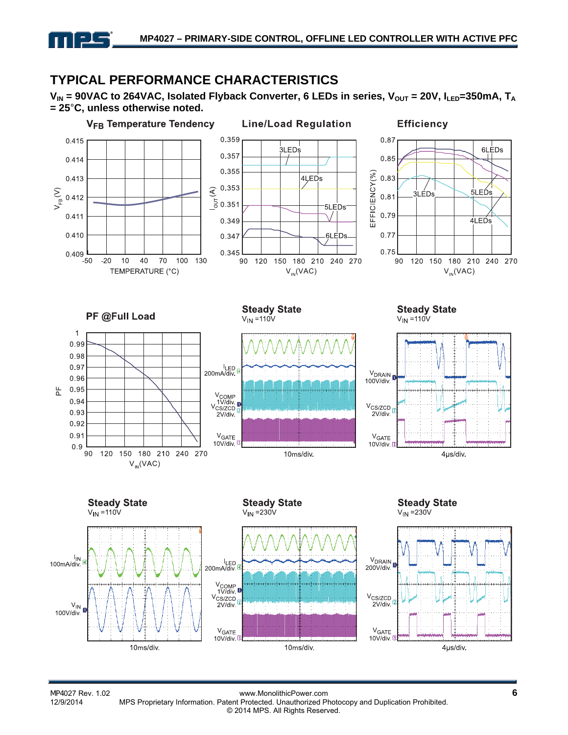## TYPICAL PERFORMANCE CHARACTERISTICS

$V_{IN}$ = 90VAC to 264VAC, Isolated Flyback Converter, 6 LEDs in series, $V_{OUT}$ = 20V, $I_{LED}$=350mA, $T_A$ = 25°C, unless otherwise noted.

**$V_{FB}$ Temperature Tendency**

$V_{FB}$ (V) vs. TEMPERATURE (°C)

**Line/Load Regulation**

$I_{OUT}$ (A) vs. $V_{IN}$(VAC) — 3LEDs, 4LEDs, 5LEDs, 6LEDs

**Efficiency**

EFFICIENCY(%) vs. $V_{IN}$(VAC) — 3LEDs, 4LEDs, 5LEDs, 6LEDs

**PF @Full Load**

PF vs. $V_{IN}$(VAC)

**Steady State**

$V_{IN}$ =110V

$I_{LED}$ 200mA/div., $V_{COMP}$ 1V/div., $V_{CS/ZCD}$ 2V/div., $V_{GATE}$ 10V/div., 10ms/div.

**Steady State**

$V_{IN}$ =110V

$V_{DRAIN}$ 100V/div., $V_{CS/ZCD}$ 2V/div., $V_{GATE}$ 10V/div., 4μs/div.

**Steady State**

$V_{IN}$ =110V

$I_{IN}$ 100mA/div., $V_{IN}$ 100V/div., 10ms/div.

**Steady State**

$V_{IN}$ =230V

$I_{LED}$ 200mA/div., $V_{COMP}$ 1V/div., $V_{CS/ZCD}$ 2V/div., $V_{GATE}$ 10V/div., 10ms/div.

**Steady State**

$V_{IN}$ =230V

$V_{DRAIN}$ 200V/div., $V_{CS/ZCD}$ 2V/div., $V_{GATE}$ 10V/div., 4μs/div.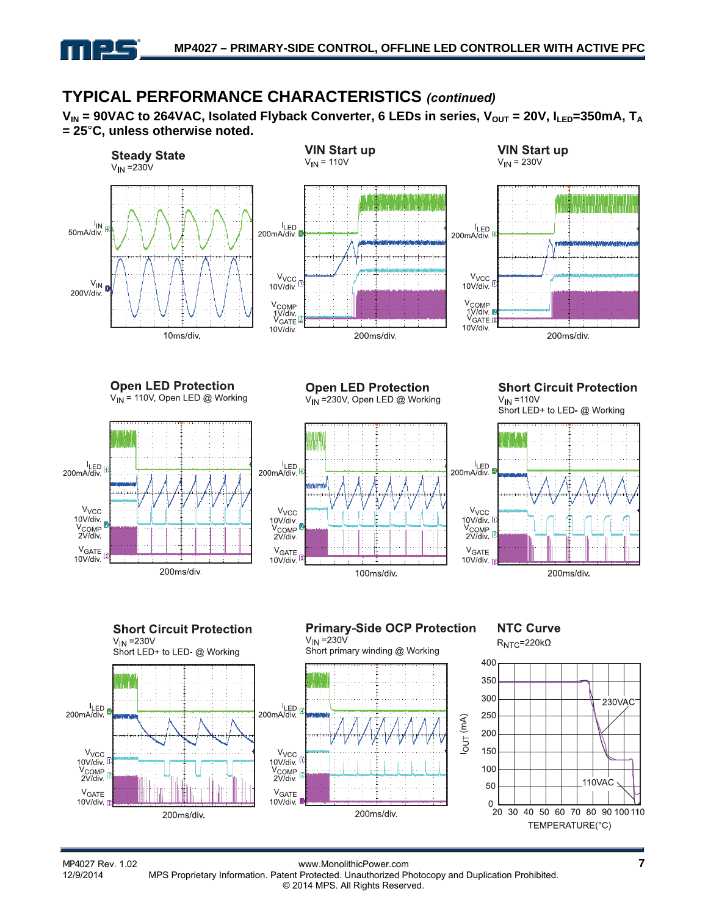## TYPICAL PERFORMANCE CHARACTERISTICS *(continued)*

**$V_{IN}$ = 90VAC to 264VAC, Isolated Flyback Converter, 6 LEDs in series, $V_{OUT}$ = 20V, $I_{LED}$=350mA, $T_A$ = 25°C, unless otherwise noted.**

**Steady State**
$V_{IN}$ =230V

$I_{IN}$ 50mA/div.
$V_{IN}$ 200V/div.
10ms/div.

**VIN Start up**
$V_{IN}$ = 110V

$I_{LED}$ 200mA/div.
$V_{VCC}$ 10V/div.
$V_{COMP}$ 1V/div.
$V_{GATE}$ 10V/div.
200ms/div.

**VIN Start up**
$V_{IN}$ = 230V

$I_{LED}$ 200mA/div.
$V_{VCC}$ 10V/div.
$V_{COMP}$ 1V/div.
$V_{GATE}$ 10V/div.
200ms/div.

**Open LED Protection**
$V_{IN}$ = 110V, Open LED @ Working

$I_{LED}$ 200mA/div.
$V_{VCC}$ 10V/div.
$V_{COMP}$ 2V/div.
$V_{GATE}$ 10V/div.
200ms/div.

**Open LED Protection**
$V_{IN}$ =230V, Open LED @ Working

$I_{LED}$ 200mA/div.
$V_{VCC}$ 10V/div.
$V_{COMP}$ 2V/div.
$V_{GATE}$ 10V/div.
100ms/div.

**Short Circuit Protection**
$V_{IN}$ =110V
Short LED+ to LED- @ Working

$I_{LED}$ 200mA/div.
$V_{VCC}$ 10V/div.
$V_{COMP}$ 2V/div.
$V_{GATE}$ 10V/div.
200ms/div.

**Short Circuit Protection**
$V_{IN}$ =230V
Short LED+ to LED- @ Working

$I_{LED}$ 200mA/div.
$V_{VCC}$ 10V/div.
$V_{COMP}$ 2V/div.
$V_{GATE}$ 10V/div.
200ms/div.

**Primary-Side OCP Protection**
$V_{IN}$ =230V
Short primary winding @ Working

$I_{LED}$ 200mA/div.
$V_{VCC}$ 10V/div.
$V_{COMP}$ 2V/div.
$V_{GATE}$ 10V/div.
200ms/div.

**NTC Curve**
$R_{NTC}$=220kΩ

$I_{OUT}$ (mA) vs. TEMPERATURE(°C); curves: 230VAC, 110VAC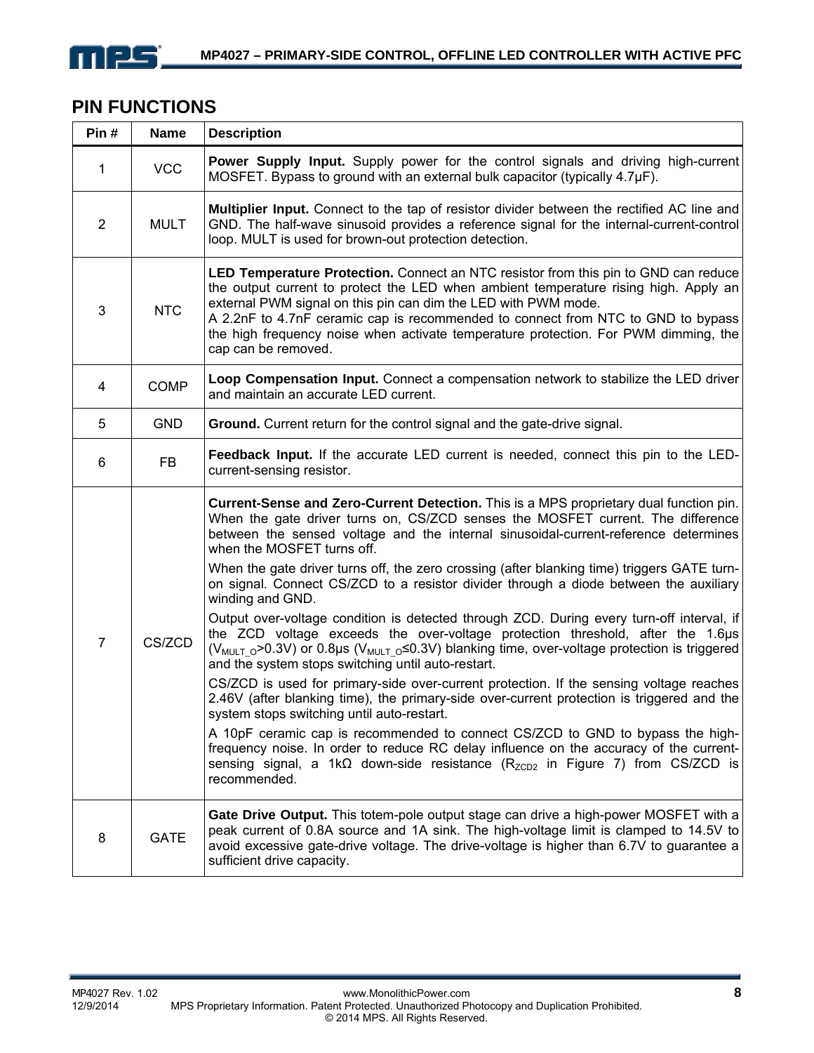## PIN FUNCTIONS

| Pin # | Name | Description |
|---|---|---|
| 1 | VCC | **Power Supply Input.** Supply power for the control signals and driving high-current MOSFET. Bypass to ground with an external bulk capacitor (typically 4.7µF). |
| 2 | MULT | **Multiplier Input.** Connect to the tap of resistor divider between the rectified AC line and GND. The half-wave sinusoid provides a reference signal for the internal-current-control loop. MULT is used for brown-out protection detection. |
| 3 | NTC | **LED Temperature Protection.** Connect an NTC resistor from this pin to GND can reduce the output current to protect the LED when ambient temperature rising high. Apply an external PWM signal on this pin can dim the LED with PWM mode.<br>A 2.2nF to 4.7nF ceramic cap is recommended to connect from NTC to GND to bypass the high frequency noise when activate temperature protection. For PWM dimming, the cap can be removed. |
| 4 | COMP | **Loop Compensation Input.** Connect a compensation network to stabilize the LED driver and maintain an accurate LED current. |
| 5 | GND | **Ground.** Current return for the control signal and the gate-drive signal. |
| 6 | FB | **Feedback Input.** If the accurate LED current is needed, connect this pin to the LED-current-sensing resistor. |
| 7 | CS/ZCD | **Current-Sense and Zero-Current Detection.** This is a MPS proprietary dual function pin. When the gate driver turns on, CS/ZCD senses the MOSFET current. The difference between the sensed voltage and the internal sinusoidal-current-reference determines when the MOSFET turns off.<br>When the gate driver turns off, the zero crossing (after blanking time) triggers GATE turn-on signal. Connect CS/ZCD to a resistor divider through a diode between the auxiliary winding and GND.<br>Output over-voltage condition is detected through ZCD. During every turn-off interval, if the ZCD voltage exceeds the over-voltage protection threshold, after the 1.6µs ($V_{MULT\_O}$>0.3V) or 0.8µs ($V_{MULT\_O}$≤0.3V) blanking time, over-voltage protection is triggered and the system stops switching until auto-restart.<br>CS/ZCD is used for primary-side over-current protection. If the sensing voltage reaches 2.46V (after blanking time), the primary-side over-current protection is triggered and the system stops switching until auto-restart.<br>A 10pF ceramic cap is recommended to connect CS/ZCD to GND to bypass the high-frequency noise. In order to reduce RC delay influence on the accuracy of the current-sensing signal, a 1kΩ down-side resistance ($R_{ZCD2}$ in Figure 7) from CS/ZCD is recommended. |
| 8 | GATE | **Gate Drive Output.** This totem-pole output stage can drive a high-power MOSFET with a peak current of 0.8A source and 1A sink. The high-voltage limit is clamped to 14.5V to avoid excessive gate-drive voltage. The drive-voltage is higher than 6.7V to guarantee a sufficient drive capacity. |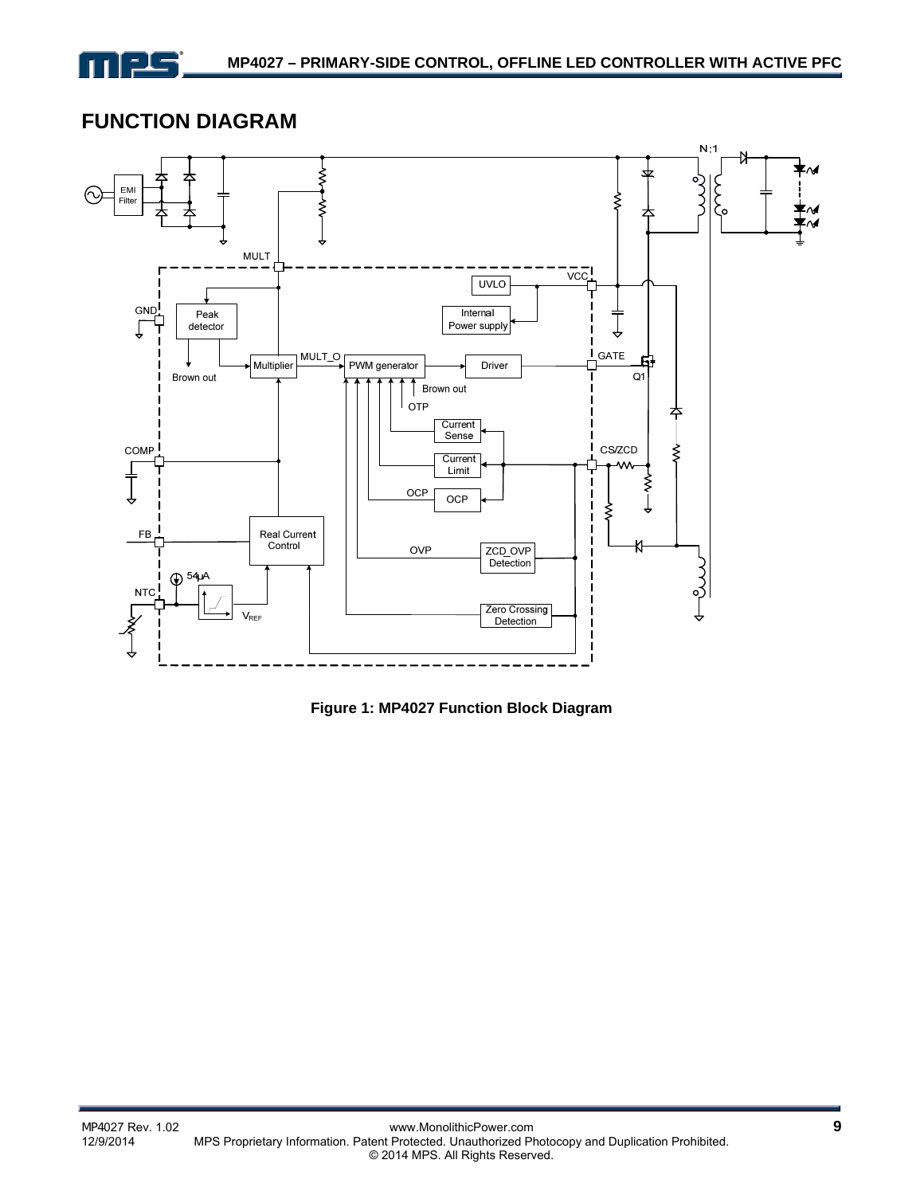## FUNCTION DIAGRAM

**Figure 1: MP4027 Function Block Diagram**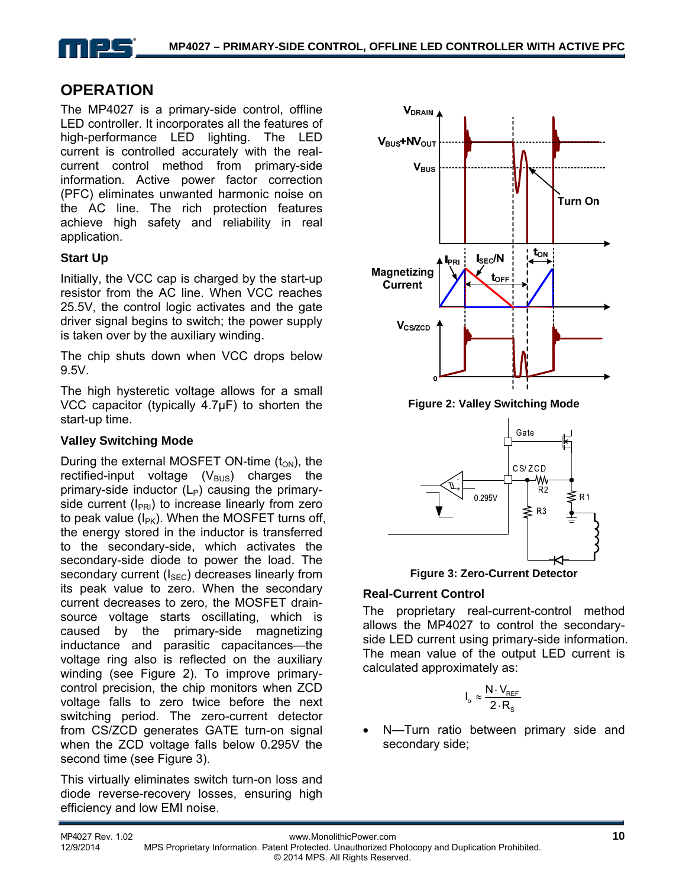# OPERATION

The MP4027 is a primary-side control, offline LED controller. It incorporates all the features of high-performance LED lighting. The LED current is controlled accurately with the real-current control method from primary-side information. Active power factor correction (PFC) eliminates unwanted harmonic noise on the AC line. The rich protection features achieve high safety and reliability in real application.

### Start Up

Initially, the VCC cap is charged by the start-up resistor from the AC line. When VCC reaches 25.5V, the control logic activates and the gate driver signal begins to switch; the power supply is taken over by the auxiliary winding.

The chip shuts down when VCC drops below 9.5V.

The high hysteretic voltage allows for a small VCC capacitor (typically 4.7µF) to shorten the start-up time.

### Valley Switching Mode

During the external MOSFET ON-time ($t_{ON}$), the rectified-input voltage ($V_{BUS}$) charges the primary-side inductor ($L_P$) causing the primary-side current ($I_{PRI}$) to increase linearly from zero to peak value ($I_{PK}$). When the MOSFET turns off, the energy stored in the inductor is transferred to the secondary-side, which activates the secondary-side diode to power the load. The secondary current ($I_{SEC}$) decreases linearly from its peak value to zero. When the secondary current decreases to zero, the MOSFET drain-source voltage starts oscillating, which is caused by the primary-side magnetizing inductance and parasitic capacitances—the voltage ring also is reflected on the auxiliary winding (see Figure 2). To improve primary-control precision, the chip monitors when ZCD voltage falls to zero twice before the next switching period. The zero-current detector from CS/ZCD generates GATE turn-on signal when the ZCD voltage falls below 0.295V the second time (see Figure 3).

This virtually eliminates switch turn-on loss and diode reverse-recovery losses, ensuring high efficiency and low EMI noise.

**Figure 2: Valley Switching Mode**

**Figure 3: Zero-Current Detector**

### Real-Current Control

The proprietary real-current-control method allows the MP4027 to control the secondary-side LED current using primary-side information. The mean value of the output LED current is calculated approximately as:

$$I_o \approx \frac{N \cdot V_{REF}}{2 \cdot R_S}$$

- N—Turn ratio between primary side and secondary side;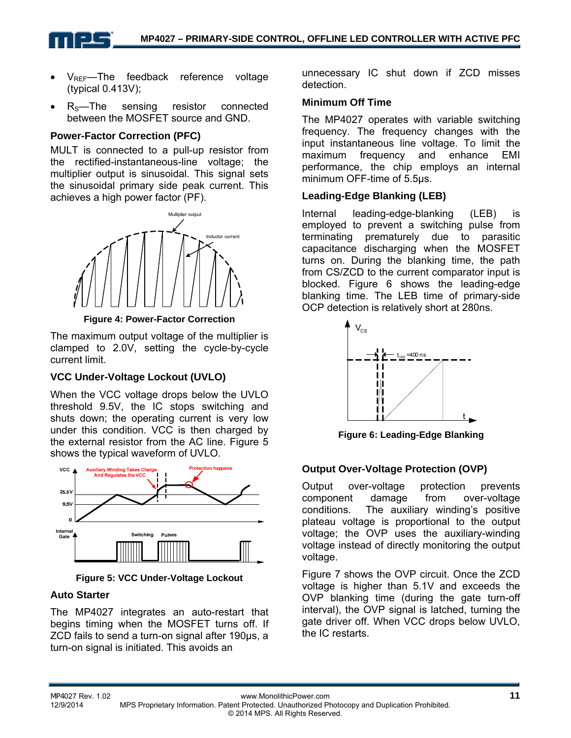- $V_{REF}$—The feedback reference voltage (typical 0.413V);
- $R_S$—The sensing resistor connected between the MOSFET source and GND.

### Power-Factor Correction (PFC)

MULT is connected to a pull-up resistor from the rectified-instantaneous-line voltage; the multiplier output is sinusoidal. This signal sets the sinusoidal primary side peak current. This achieves a high power factor (PF).

**Figure 4: Power-Factor Correction**

The maximum output voltage of the multiplier is clamped to 2.0V, setting the cycle-by-cycle current limit.

### VCC Under-Voltage Lockout (UVLO)

When the VCC voltage drops below the UVLO threshold 9.5V, the IC stops switching and shuts down; the operating current is very low under this condition. VCC is then charged by the external resistor from the AC line. Figure 5 shows the typical waveform of UVLO.

**Figure 5: VCC Under-Voltage Lockout**

### Auto Starter

The MP4027 integrates an auto-restart that begins timing when the MOSFET turns off. If ZCD fails to send a turn-on signal after 190µs, a turn-on signal is initiated. This avoids an unnecessary IC shut down if ZCD misses detection.

### Minimum Off Time

The MP4027 operates with variable switching frequency. The frequency changes with the input instantaneous line voltage. To limit the maximum frequency and enhance EMI performance, the chip employs an internal minimum OFF-time of 5.5µs.

### Leading-Edge Blanking (LEB)

Internal leading-edge-blanking (LEB) is employed to prevent a switching pulse from terminating prematurely due to parasitic capacitance discharging when the MOSFET turns on. During the blanking time, the path from CS/ZCD to the current comparator input is blocked. Figure 6 shows the leading-edge blanking time. The LEB time of primary-side OCP detection is relatively short at 280ns.

**Figure 6: Leading-Edge Blanking**

### Output Over-Voltage Protection (OVP)

Output over-voltage protection prevents component damage from over-voltage conditions. The auxiliary winding's positive plateau voltage is proportional to the output voltage; the OVP uses the auxiliary-winding voltage instead of directly monitoring the output voltage.

Figure 7 shows the OVP circuit. Once the ZCD voltage is higher than 5.1V and exceeds the OVP blanking time (during the gate turn-off interval), the OVP signal is latched, turning the gate driver off. When VCC drops below UVLO, the IC restarts.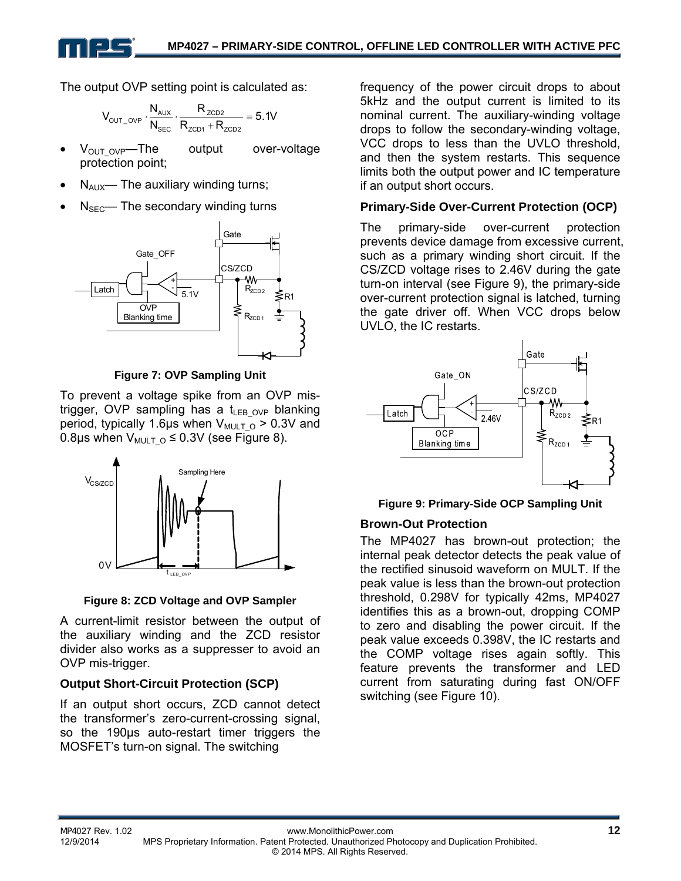The output OVP setting point is calculated as:

$$V_{OUT\_OVP} \cdot \frac{N_{AUX}}{N_{SEC}} \cdot \frac{R_{ZCD2}}{R_{ZCD1} + R_{ZCD2}} = 5.1V$$

- $V_{OUT\_OVP}$—The output over-voltage protection point;
- $N_{AUX}$— The auxiliary winding turns;
- $N_{SEC}$— The secondary winding turns

**Figure 7: OVP Sampling Unit**

To prevent a voltage spike from an OVP mis-trigger, OVP sampling has a $t_{LEB\_OVP}$ blanking period, typically 1.6µs when $V_{MULT\_O}$ > 0.3V and 0.8µs when $V_{MULT\_O}$ ≤ 0.3V (see Figure 8).

**Figure 8: ZCD Voltage and OVP Sampler**

A current-limit resistor between the output of the auxiliary winding and the ZCD resistor divider also works as a suppresser to avoid an OVP mis-trigger.

### Output Short-Circuit Protection (SCP)

If an output short occurs, ZCD cannot detect the transformer's zero-current-crossing signal, so the 190µs auto-restart timer triggers the MOSFET's turn-on signal. The switching frequency of the power circuit drops to about 5kHz and the output current is limited to its nominal current. The auxiliary-winding voltage drops to follow the secondary-winding voltage, VCC drops to less than the UVLO threshold, and then the system restarts. This sequence limits both the output power and IC temperature if an output short occurs.

### Primary-Side Over-Current Protection (OCP)

The primary-side over-current protection prevents device damage from excessive current, such as a primary winding short circuit. If the CS/ZCD voltage rises to 2.46V during the gate turn-on interval (see Figure 9), the primary-side over-current protection signal is latched, turning the gate driver off. When VCC drops below UVLO, the IC restarts.

**Figure 9: Primary-Side OCP Sampling Unit**

### Brown-Out Protection

The MP4027 has brown-out protection; the internal peak detector detects the peak value of the rectified sinusoid waveform on MULT. If the peak value is less than the brown-out protection threshold, 0.298V for typically 42ms, MP4027 identifies this as a brown-out, dropping COMP to zero and disabling the power circuit. If the peak value exceeds 0.398V, the IC restarts and the COMP voltage rises again softly. This feature prevents the transformer and LED current from saturating during fast ON/OFF switching (see Figure 10).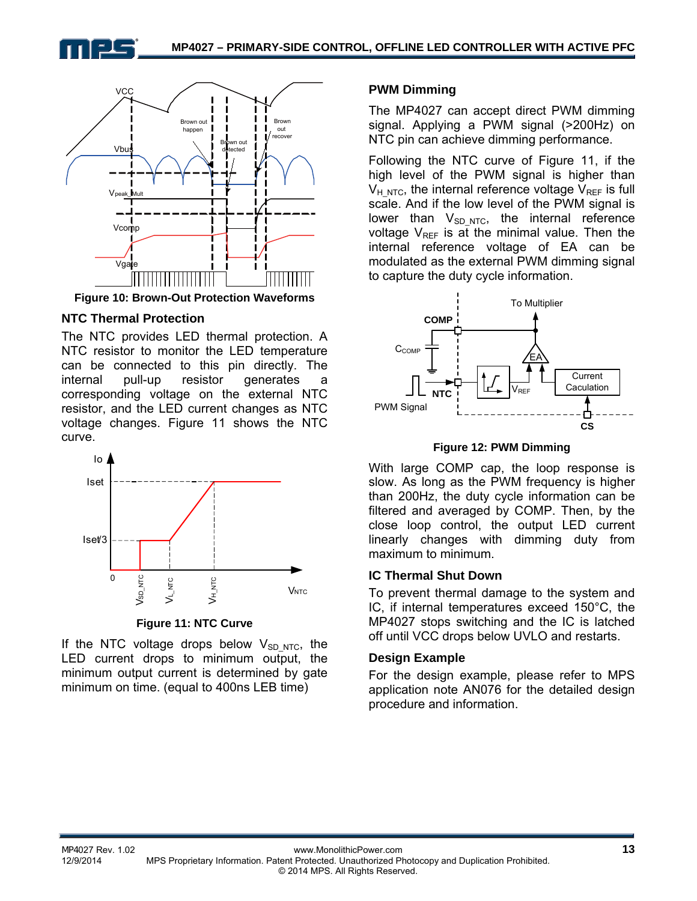**Figure 10: Brown-Out Protection Waveforms**

## NTC Thermal Protection

The NTC provides LED thermal protection. A NTC resistor to monitor the LED temperature can be connected to this pin directly. The internal pull-up resistor generates a corresponding voltage on the external NTC resistor, and the LED current changes as NTC voltage changes. Figure 11 shows the NTC curve.

**Figure 11: NTC Curve**

If the NTC voltage drops below $V_{SD\_NTC}$, the LED current drops to minimum output, the minimum output current is determined by gate minimum on time. (equal to 400ns LEB time)

## PWM Dimming

The MP4027 can accept direct PWM dimming signal. Applying a PWM signal (>200Hz) on NTC pin can achieve dimming performance.

Following the NTC curve of Figure 11, if the high level of the PWM signal is higher than $V_{H\_NTC}$, the internal reference voltage $V_{REF}$ is full scale. And if the low level of the PWM signal is lower than $V_{SD\_NTC}$, the internal reference voltage $V_{REF}$ is at the minimal value. Then the internal reference voltage of EA can be modulated as the external PWM dimming signal to capture the duty cycle information.

**Figure 12: PWM Dimming**

With large COMP cap, the loop response is slow. As long as the PWM frequency is higher than 200Hz, the duty cycle information can be filtered and averaged by COMP. Then, by the close loop control, the output LED current linearly changes with dimming duty from maximum to minimum.

## IC Thermal Shut Down

To prevent thermal damage to the system and IC, if internal temperatures exceed 150°C, the MP4027 stops switching and the IC is latched off until VCC drops below UVLO and restarts.

## Design Example

For the design example, please refer to MPS application note AN076 for the detailed design procedure and information.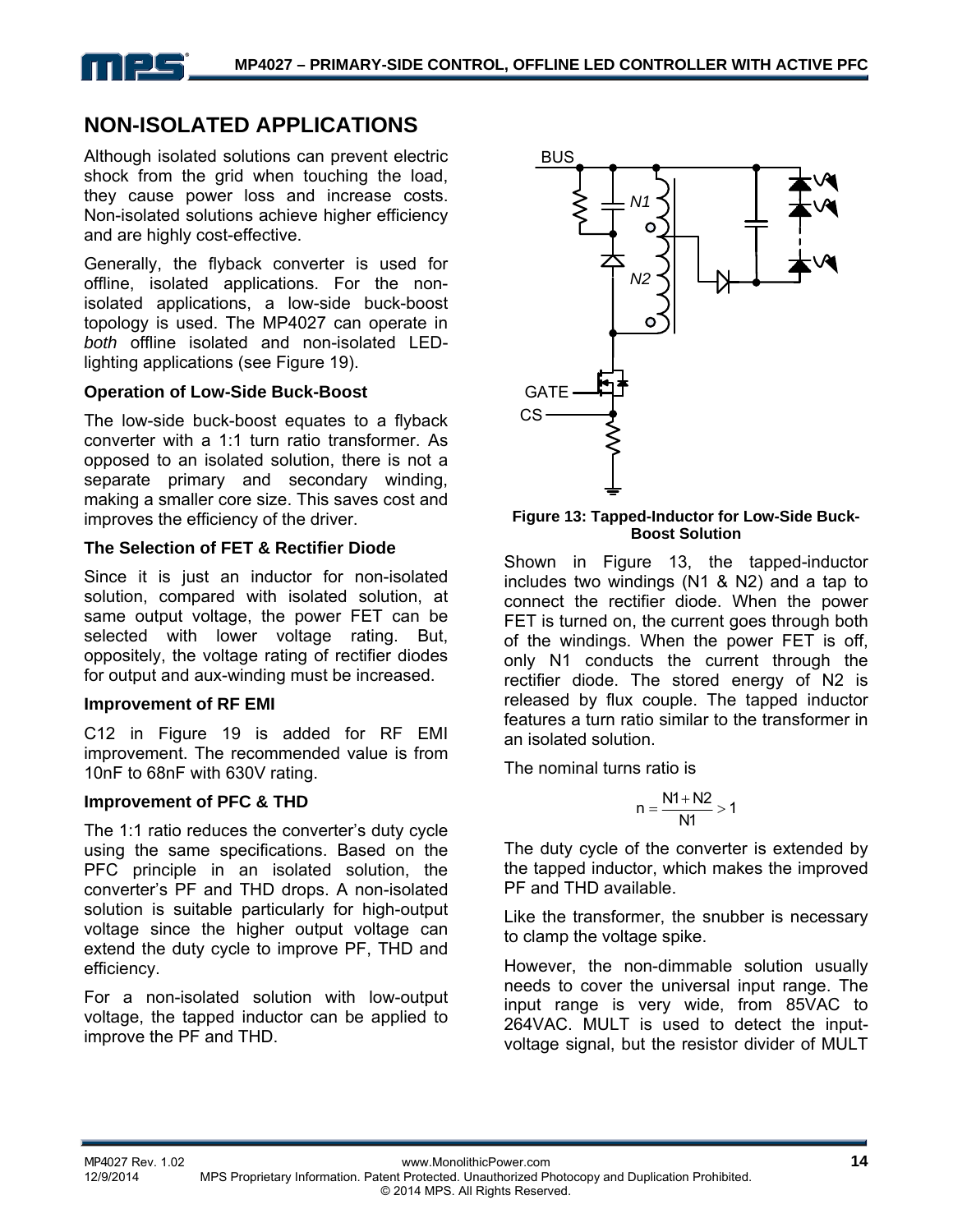## NON-ISOLATED APPLICATIONS

Although isolated solutions can prevent electric shock from the grid when touching the load, they cause power loss and increase costs. Non-isolated solutions achieve higher efficiency and are highly cost-effective.

Generally, the flyback converter is used for offline, isolated applications. For the non-isolated applications, a low-side buck-boost topology is used. The MP4027 can operate in *both* offline isolated and non-isolated LED-lighting applications (see Figure 19).

### Operation of Low-Side Buck-Boost

The low-side buck-boost equates to a flyback converter with a 1:1 turn ratio transformer. As opposed to an isolated solution, there is not a separate primary and secondary winding, making a smaller core size. This saves cost and improves the efficiency of the driver.

### The Selection of FET & Rectifier Diode

Since it is just an inductor for non-isolated solution, compared with isolated solution, at same output voltage, the power FET can be selected with lower voltage rating. But, oppositely, the voltage rating of rectifier diodes for output and aux-winding must be increased.

### Improvement of RF EMI

C12 in Figure 19 is added for RF EMI improvement. The recommended value is from 10nF to 68nF with 630V rating.

### Improvement of PFC & THD

The 1:1 ratio reduces the converter's duty cycle using the same specifications. Based on the PFC principle in an isolated solution, the converter's PF and THD drops. A non-isolated solution is suitable particularly for high-output voltage since the higher output voltage can extend the duty cycle to improve PF, THD and efficiency.

For a non-isolated solution with low-output voltage, the tapped inductor can be applied to improve the PF and THD.

**Figure 13: Tapped-Inductor for Low-Side Buck-Boost Solution**

Shown in Figure 13, the tapped-inductor includes two windings (N1 & N2) and a tap to connect the rectifier diode. When the power FET is turned on, the current goes through both of the windings. When the power FET is off, only N1 conducts the current through the rectifier diode. The stored energy of N2 is released by flux couple. The tapped inductor features a turn ratio similar to the transformer in an isolated solution.

The nominal turns ratio is

$$n = \frac{N1 + N2}{N1} > 1$$

The duty cycle of the converter is extended by the tapped inductor, which makes the improved PF and THD available.

Like the transformer, the snubber is necessary to clamp the voltage spike.

However, the non-dimmable solution usually needs to cover the universal input range. The input range is very wide, from 85VAC to 264VAC. MULT is used to detect the input-voltage signal, but the resistor divider of MULT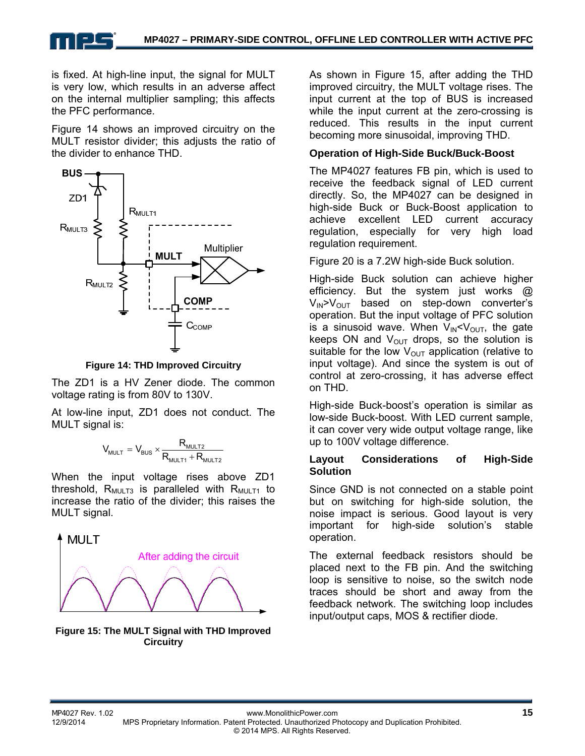is fixed. At high-line input, the signal for MULT is very low, which results in an adverse affect on the internal multiplier sampling; this affects the PFC performance.

Figure 14 shows an improved circuitry on the MULT resistor divider; this adjusts the ratio of the divider to enhance THD.

**Figure 14: THD Improved Circuitry**

The ZD1 is a HV Zener diode. The common voltage rating is from 80V to 130V.

At low-line input, ZD1 does not conduct. The MULT signal is:

$$V_{MULT} = V_{BUS} \times \frac{R_{MULT2}}{R_{MULT1} + R_{MULT2}}$$

When the input voltage rises above ZD1 threshold, $R_{MULT3}$ is paralleled with $R_{MULT1}$ to increase the ratio of the divider; this raises the MULT signal.

**Figure 15: The MULT Signal with THD Improved Circuitry**

As shown in Figure 15, after adding the THD improved circuitry, the MULT voltage rises. The input current at the top of BUS is increased while the input current at the zero-crossing is reduced. This results in the input current becoming more sinusoidal, improving THD.

### Operation of High-Side Buck/Buck-Boost

The MP4027 features FB pin, which is used to receive the feedback signal of LED current directly. So, the MP4027 can be designed in high-side Buck or Buck-Boost application to achieve excellent LED current accuracy regulation, especially for very high load regulation requirement.

Figure 20 is a 7.2W high-side Buck solution.

High-side Buck solution can achieve higher efficiency. But the system just works @ $V_{IN}>V_{OUT}$ based on step-down converter's operation. But the input voltage of PFC solution is a sinusoid wave. When $V_{IN}<V_{OUT}$, the gate keeps ON and $V_{OUT}$ drops, so the solution is suitable for the low $V_{OUT}$ application (relative to input voltage). And since the system is out of control at zero-crossing, it has adverse effect on THD.

High-side Buck-boost's operation is similar as low-side Buck-boost. With LED current sample, it can cover very wide output voltage range, like up to 100V voltage difference.

### Layout Considerations of High-Side Solution

Since GND is not connected on a stable point but on switching for high-side solution, the noise impact is serious. Good layout is very important for high-side solution's stable operation.

The external feedback resistors should be placed next to the FB pin. And the switching loop is sensitive to noise, so the switch node traces should be short and away from the feedback network. The switching loop includes input/output caps, MOS & rectifier diode.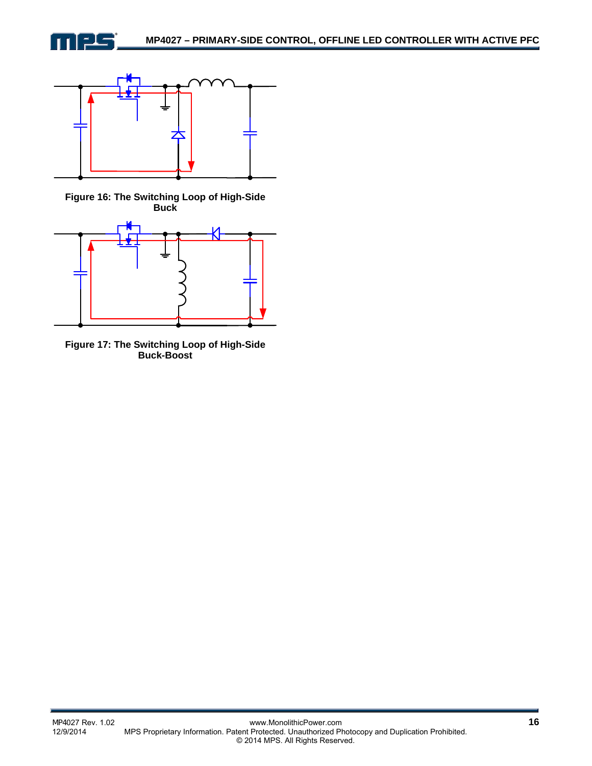Figure 16: The Switching Loop of High-Side Buck

Figure 17: The Switching Loop of High-Side Buck-Boost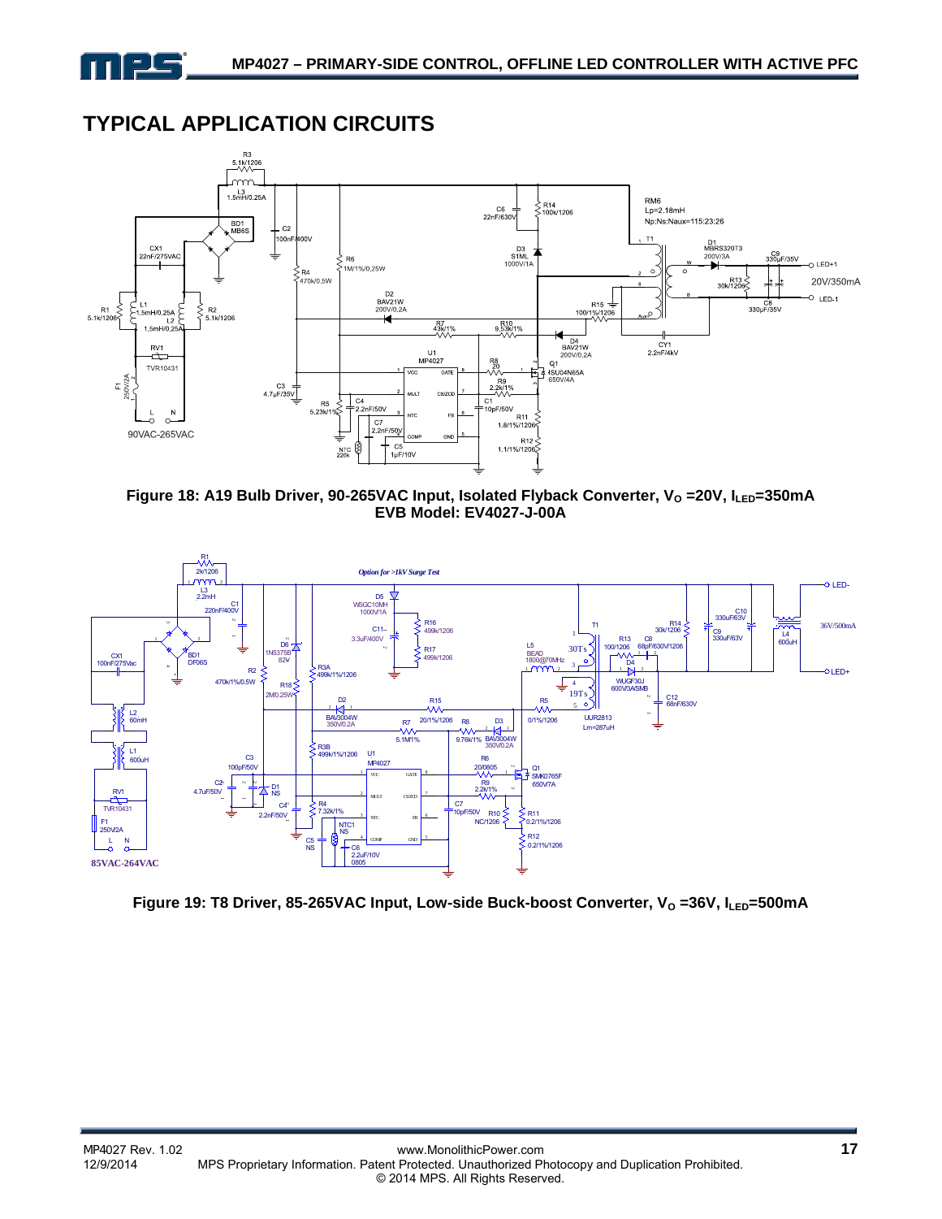## TYPICAL APPLICATION CIRCUITS

**Figure 18: A19 Bulb Driver, 90-265VAC Input, Isolated Flyback Converter, $V_O$ =20V, $I_{LED}$=350mA**
**EVB Model: EV4027-J-00A**

**Figure 19: T8 Driver, 85-265VAC Input, Low-side Buck-boost Converter, $V_O$ =36V, $I_{LED}$=500mA**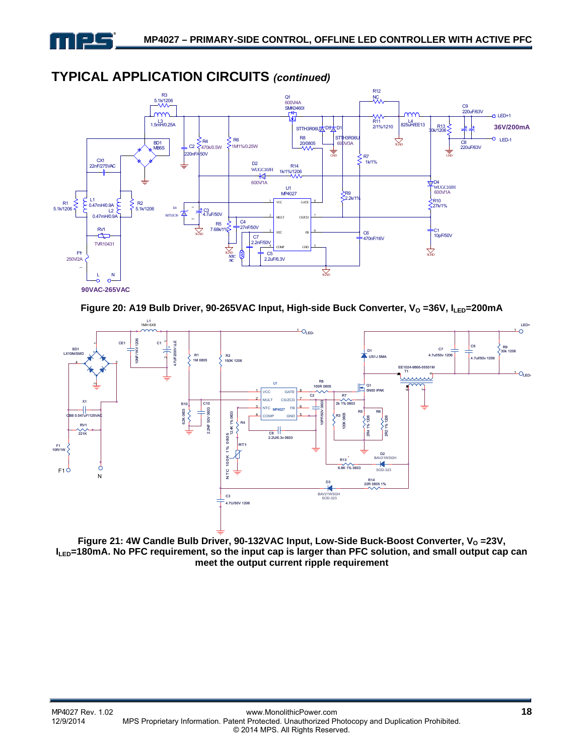## TYPICAL APPLICATION CIRCUITS *(continued)*

**Figure 20: A19 Bulb Driver, 90-265VAC Input, High-side Buck Converter, $V_O$ =36V, $I_{LED}$=200mA**

**Figure 21: 4W Candle Bulb Driver, 90-132VAC Input, Low-Side Buck-Boost Converter, $V_O$ =23V, $I_{LED}$=180mA. No PFC requirement, so the input cap is larger than PFC solution, and small output cap can meet the output current ripple requirement**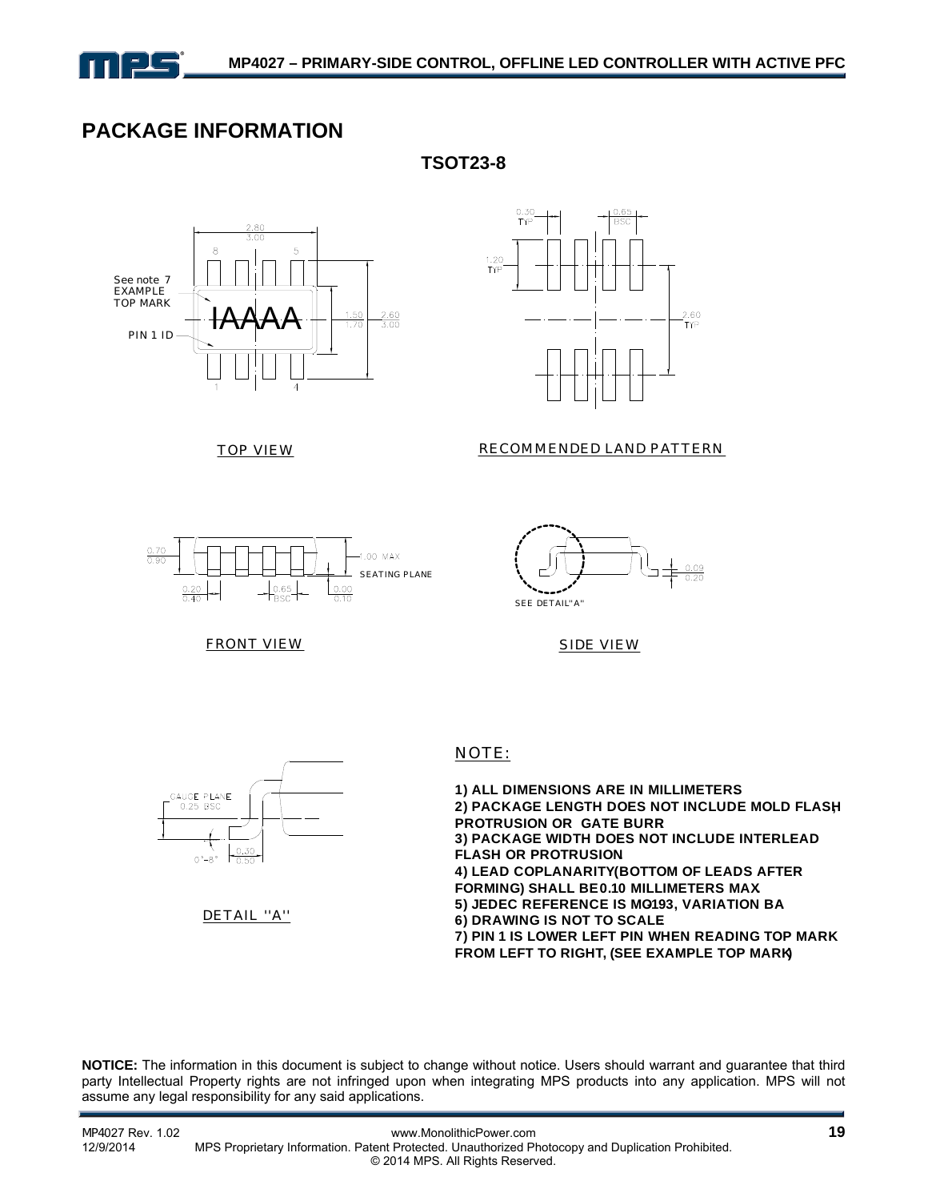# PACKAGE INFORMATION

**TSOT23-8**

2.80
3.00

8 5

See note 7
EXAMPLE
TOP MARK

IAAAA

PIN 1 ID

1 4

1.50
1.70

2.60
3.00

TOP VIEW

0.30
TYP

0.65
BSC

1.20
TYP

2.60
TYP

RECOMMENDED LAND PATTERN

0.70
0.90

1.00 MAX

SEATING PLANE

0.20
0.40

0.65
BSC

0.00
0.10

FRONT VIEW

0.09
0.20

SEE DETAIL"A"

SIDE VIEW

GAUGE PLANE
0.25 BSC

0°-8°

0.30
0.50

DETAIL "A"

NOTE:

1) ALL DIMENSIONS ARE IN MILLIMETERS
2) PACKAGE LENGTH DOES NOT INCLUDE MOLD FLASH, PROTRUSION OR GATE BURR
3) PACKAGE WIDTH DOES NOT INCLUDE INTERLEAD FLASH OR PROTRUSION
4) LEAD COPLANARITY(BOTTOM OF LEADS AFTER FORMING) SHALL BE 0.10 MILLIMETERS MAX
5) JEDEC REFERENCE IS MO193, VARIATION BA
6) DRAWING IS NOT TO SCALE
7) PIN 1 IS LOWER LEFT PIN WHEN READING TOP MARK FROM LEFT TO RIGHT, (SEE EXAMPLE TOP MARK)

**NOTICE:** The information in this document is subject to change without notice. Users should warrant and guarantee that third party Intellectual Property rights are not infringed upon when integrating MPS products into any application. MPS will not assume any legal responsibility for any said applications.